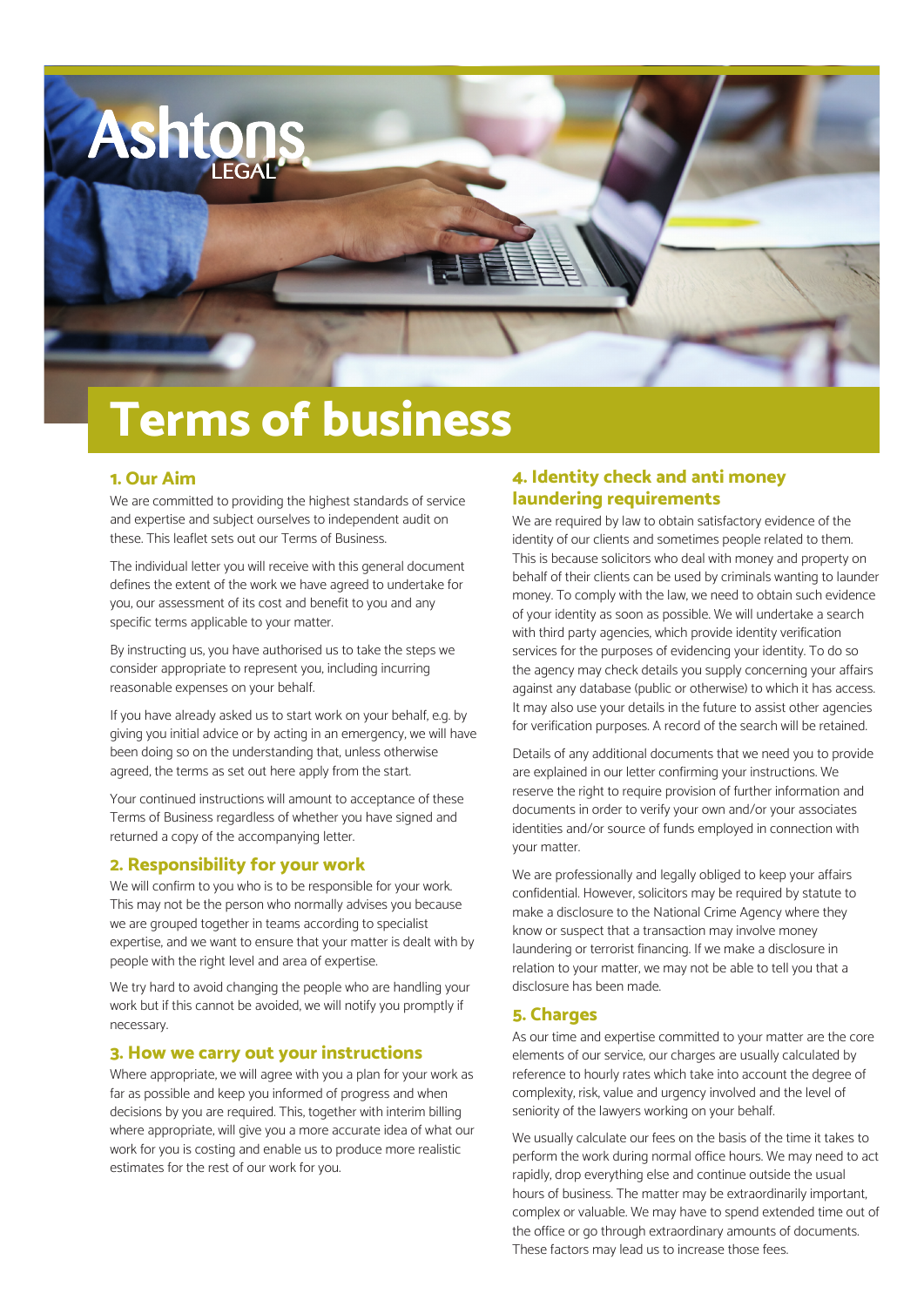Ashtons LEGAL

# Terms of business

## 1. Our Aim

We are committed to providing the highest standards of service and expertise and subject ourselves to independent audit on these. This leaflet sets out our Terms of Business.

The individual letter you will receive with this general document defines the extent of the work we have agreed to undertake for you, our assessment of its cost and benefit to you and any specific terms applicable to your matter.

By instructing us, you have authorised us to take the steps we consider appropriate to represent you, including incurring reasonable expenses on your behalf.

If you have already asked us to start work on your behalf, e.g. by giving you initial advice or by acting in an emergency, we will have been doing so on the understanding that, unless otherwise agreed, the terms as set out here apply from the start.

Your continued instructions will amount to acceptance of these Terms of Business regardless of whether you have signed and returned a copy of the accompanying letter.

## 2. Responsibility for your work

We will confirm to you who is to be responsible for your work. This may not be the person who normally advises you because we are grouped together in teams according to specialist expertise, and we want to ensure that your matter is dealt with by people with the right level and area of expertise.

We try hard to avoid changing the people who are handling your work but if this cannot be avoided, we will notify you promptly if necessary.

## 3. How we carry out your instructions

Where appropriate, we will agree with you a plan for your work as far as possible and keep you informed of progress and when decisions by you are required. This, together with interim billing where appropriate, will give you a more accurate idea of what our work for you is costing and enable us to produce more realistic estimates for the rest of our work for you.

## 4. Identity check and anti money laundering requirements

We are required by law to obtain satisfactory evidence of the identity of our clients and sometimes people related to them. This is because solicitors who deal with money and property on behalf of their clients can be used by criminals wanting to launder money. To comply with the law, we need to obtain such evidence of your identity as soon as possible. We will undertake a search with third party agencies, which provide identity verification services for the purposes of evidencing your identity. To do so the agency may check details you supply concerning your affairs against any database (public or otherwise) to which it has access. It may also use your details in the future to assist other agencies for verification purposes. A record of the search will be retained.

Details of any additional documents that we need you to provide are explained in our letter confirming your instructions. We reserve the right to require provision of further information and documents in order to verify your own and/or your associates identities and/or source of funds employed in connection with your matter.

We are professionally and legally obliged to keep your affairs confidential. However, solicitors may be required by statute to make a disclosure to the National Crime Agency where they know or suspect that a transaction may involve money laundering or terrorist financing. If we make a disclosure in relation to your matter, we may not be able to tell you that a disclosure has been made.

## 5. Charges

As our time and expertise committed to your matter are the core elements of our service, our charges are usually calculated by reference to hourly rates which take into account the degree of complexity, risk, value and urgency involved and the level of seniority of the lawyers working on your behalf.

We usually calculate our fees on the basis of the time it takes to perform the work during normal office hours. We may need to act rapidly, drop everything else and continue outside the usual hours of business. The matter may be extraordinarily important, complex or valuable. We may have to spend extended time out of the office or go through extraordinary amounts of documents. These factors may lead us to increase those fees.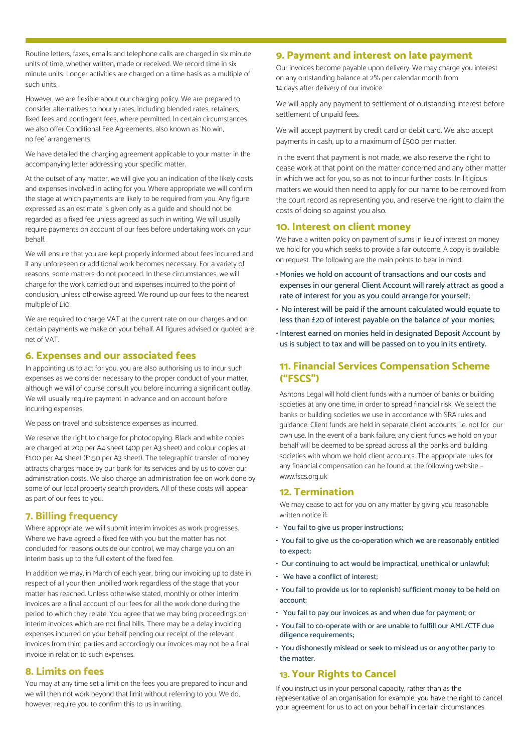Routine letters, faxes, emails and telephone calls are charged in six minute units of time, whether written, made or received. We record time in six minute units. Longer activities are charged on a time basis as a multiple of such units.

However, we are flexible about our charging policy. We are prepared to consider alternatives to hourly rates, including blended rates, retainers, fixed fees and contingent fees, where permitted. In certain circumstances we also offer Conditional Fee Agreements, also known as 'No win, no fee' arrangements.

We have detailed the charging agreement applicable to your matter in the accompanying letter addressing your specific matter.

At the outset of any matter, we will give you an indication of the likely costs and expenses involved in acting for you. Where appropriate we will confirm the stage at which payments are likely to be required from you. Any figure expressed as an estimate is given only as a guide and should not be regarded as a fixed fee unless agreed as such in writing. We will usually require payments on account of our fees before undertaking work on your behalf.

We will ensure that you are kept properly informed about fees incurred and if any unforeseen or additional work becomes necessary. For a variety of reasons, some matters do not proceed. In these circumstances, we will charge for the work carried out and expenses incurred to the point of conclusion, unless otherwise agreed. We round up our fees to the nearest multiple of £10.

We are required to charge VAT at the current rate on our charges and on certain payments we make on your behalf. All figures advised or quoted are net of VAT.

## 6. Expenses and our associated fees

In appointing us to act for you, you are also authorising us to incur such expenses as we consider necessary to the proper conduct of your matter, although we will of course consult you before incurring a significant outlay. We will usually require payment in advance and on account before incurring expenses.

We pass on travel and subsistence expenses as incurred.

We reserve the right to charge for photocopying. Black and white copies are charged at 20p per A4 sheet (40p per A3 sheet) and colour copies at £1.00 per A4 sheet (£1.50 per A3 sheet). The telegraphic transfer of money attracts charges made by our bank for its services and by us to cover our administration costs. We also charge an administration fee on work done by some of our local property search providers. All of these costs will appear as part of our fees to you.

## 7. Billing frequency

Where appropriate, we will submit interim invoices as work progresses. Where we have agreed a fixed fee with you but the matter has not concluded for reasons outside our control, we may charge you on an interim basis up to the full extent of the fixed fee.

In addition we may, in March of each year, bring our invoicing up to date in respect of all your then unbilled work regardless of the stage that your matter has reached. Unless otherwise stated, monthly or other interim invoices are a final account of our fees for all the work done during the period to which they relate. You agree that we may bring proceedings on interim invoices which are not final bills. There may be a delay invoicing expenses incurred on your behalf pending our receipt of the relevant invoices from third parties and accordingly our invoices may not be a final invoice in relation to such expenses.

## 8. Limits on fees

You may at any time set a limit on the fees you are prepared to incur and we will then not work beyond that limit without referring to you. We do, however, require you to confirm this to us in writing.

## 9. Payment and interest on late payment

Our invoices become payable upon delivery. We may charge you interest on any outstanding balance at 2% per calendar month from 14 days after delivery of our invoice.

We will apply any payment to settlement of outstanding interest before settlement of unpaid fees.

We will accept payment by credit card or debit card. We also accept payments in cash, up to a maximum of £500 per matter.

In the event that payment is not made, we also reserve the right to cease work at that point on the matter concerned and any other matter in which we act for you, so as not to incur further costs. In litigious matters we would then need to apply for our name to be removed from the court record as representing you, and reserve the right to claim the costs of doing so against you also.

## 10. Interest on client money

We have a written policy on payment of sums in lieu of interest on money we hold for you which seeks to provide a fair outcome. A copy is available on request. The following are the main points to bear in mind:

- Monies we hold on account of transactions and our costs and expenses in our general Client Account will rarely attract as good a rate of interest for you as you could arrange for yourself;
- No interest will be paid if the amount calculated would equate to less than £20 of interest payable on the balance of your monies;
- Interest earned on monies held in designated Deposit Account by us is subject to tax and will be passed on to you in its entirety.

## 11. Financial Services Compensation Scheme ("FSCS")

Ashtons Legal will hold client funds with a number of banks or building societies at any one time, in order to spread financial risk. We select the banks or building societies we use in accordance with SRA rules and guidance. Client funds are held in separate client accounts, i.e. not for our own use. In the event of a bank failure, any client funds we hold on your behalf will be deemed to be spread across all the banks and building societies with whom we hold client accounts. The appropriate rules for any financial compensation can be found at the following website – www.fscs.org.uk

## 12. Termination

We may cease to act for you on any matter by giving you reasonable written notice if:

- You fail to give us proper instructions;
- You fail to give us the co-operation which we are reasonably entitled to expect;
- Our continuing to act would be impractical, unethical or unlawful;
- We have a conflict of interest;
- You fail to provide us (or to replenish) sufficient money to be held on account;
- You fail to pay our invoices as and when due for payment; or
- You fail to co-operate with or are unable to fulfill our AML/CTF due diligence requirements;
- You dishonestly mislead or seek to mislead us or any other party to the matter.

## 13. Your Rights to Cancel

If you instruct us in your personal capacity, rather than as the representative of an organisation for example, you have the right to cancel your agreement for us to act on your behalf in certain circumstances.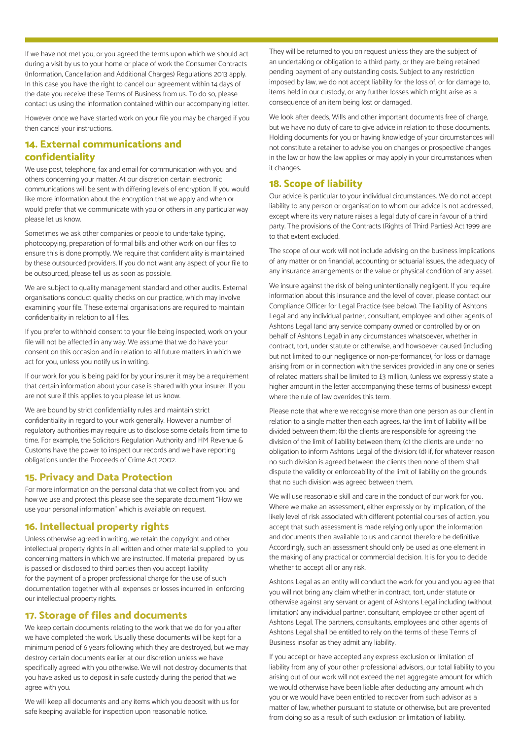If we have not met you, or you agreed the terms upon which we should act during a visit by us to your home or place of work the Consumer Contracts (Information, Cancellation and Additional Charges) Regulations 2013 apply. In this case you have the right to cancel our agreement within 14 days of the date you receive these Terms of Business from us. To do so, please contact us using the information contained within our accompanying letter.

However once we have started work on your file you may be charged if you then cancel your instructions.

## 14. External communications and confidentiality

We use post, telephone, fax and email for communication with you and others concerning your matter. At our discretion certain electronic communications will be sent with differing levels of encryption. If you would like more information about the encryption that we apply and when or would prefer that we communicate with you or others in any particular way please let us know.

Sometimes we ask other companies or people to undertake typing, photocopying, preparation of formal bills and other work on our files to ensure this is done promptly. We require that confidentiality is maintained by these outsourced providers. If you do not want any aspect of your file to be outsourced, please tell us as soon as possible.

We are subject to quality management standard and other audits. External organisations conduct quality checks on our practice, which may involve examining your file. These external organisations are required to maintain confidentiality in relation to all files.

If you prefer to withhold consent to your file being inspected, work on your file will not be affected in any way. We assume that we do have your consent on this occasion and in relation to all future matters in which we act for you, unless you notify us in writing.

If our work for you is being paid for by your insurer it may be a requirement that certain information about your case is shared with your insurer. If you are not sure if this applies to you please let us know.

We are bound by strict confidentiality rules and maintain strict confidentiality in regard to your work generally. However a number of regulatory authorities may require us to disclose some details from time to time. For example, the Solicitors Regulation Authority and HM Revenue & Customs have the power to inspect our records and we have reporting obligations under the Proceeds of Crime Act 2002.

## 15. Privacy and Data Protection

For more information on the personal data that we collect from you and how we use and protect this please see the separate document "How we use your personal information" which is available on request.

## 16. Intellectual property rights

Unless otherwise agreed in writing, we retain the copyright and other intellectual property rights in all written and other material supplied to you concerning matters in which we are instructed. If material prepared by us is passed or disclosed to third parties then you accept liability for the payment of a proper professional charge for the use of such documentation together with all expenses or losses incurred in enforcing our intellectual property rights.

## 17. Storage of files and documents

We keep certain documents relating to the work that we do for you after we have completed the work. Usually these documents will be kept for a minimum period of 6 years following which they are destroyed, but we may destroy certain documents earlier at our discretion unless we have specifically agreed with you otherwise. We will not destroy documents that you have asked us to deposit in safe custody during the period that we agree with you.

We will keep all documents and any items which you deposit with us for safe keeping available for inspection upon reasonable notice.

They will be returned to you on request unless they are the subject of an undertaking or obligation to a third party, or they are being retained pending payment of any outstanding costs. Subject to any restriction imposed by law, we do not accept liability for the loss of, or for damage to, items held in our custody, or any further losses which might arise as a consequence of an item being lost or damaged.

We look after deeds, Wills and other important documents free of charge, but we have no duty of care to give advice in relation to those documents. Holding documents for you or having knowledge of your circumstances will not constitute a retainer to advise you on changes or prospective changes in the law or how the law applies or may apply in your circumstances when it changes.

## 18. Scope of liability

Our advice is particular to your individual circumstances. We do not accept liability to any person or organisation to whom our advice is not addressed, except where its very nature raises a legal duty of care in favour of a third party. The provisions of the Contracts (Rights of Third Parties) Act 1999 are to that extent excluded.

The scope of our work will not include advising on the business implications of any matter or on financial, accounting or actuarial issues, the adequacy of any insurance arrangements or the value or physical condition of any asset.

We insure against the risk of being unintentionally negligent. If you require information about this insurance and the level of cover, please contact our Compliance Officer for Legal Practice (see below). The liability of Ashtons Legal and any individual partner, consultant, employee and other agents of Ashtons Legal (and any service company owned or controlled by or on behalf of Ashtons Legal) in any circumstances whatsoever, whether in contract, tort, under statute or otherwise, and howsoever caused (including but not limited to our negligence or non-performance), for loss or damage arising from or in connection with the services provided in any one or series of related matters shall be limited to £3 million, (unless we expressly state a higher amount in the letter accompanying these terms of business) except where the rule of law overrides this term.

Please note that where we recognise more than one person as our client in relation to a single matter then each agrees, (a) the limit of liability will be divided between them; (b) the clients are responsible for agreeing the division of the limit of liability between them; (c) the clients are under no obligation to inform Ashtons Legal of the division; (d) if, for whatever reason no such division is agreed between the clients then none of them shall dispute the validity or enforceability of the limit of liability on the grounds that no such division was agreed between them.

We will use reasonable skill and care in the conduct of our work for you. Where we make an assessment, either expressly or by implication, of the likely level of risk associated with different potential courses of action, you accept that such assessment is made relying only upon the information and documents then available to us and cannot therefore be definitive. Accordingly, such an assessment should only be used as one element in the making of any practical or commercial decision. It is for you to decide whether to accept all or any risk.

Ashtons Legal as an entity will conduct the work for you and you agree that you will not bring any claim whether in contract, tort, under statute or otherwise against any servant or agent of Ashtons Legal including (without limitation) any individual partner, consultant, employee or other agent of Ashtons Legal. The partners, consultants, employees and other agents of Ashtons Legal shall be entitled to rely on the terms of these Terms of Business insofar as they admit any liability.

If you accept or have accepted any express exclusion or limitation of liability from any of your other professional advisors, our total liability to you arising out of our work will not exceed the net aggregate amount for which we would otherwise have been liable after deducting any amount which you or we would have been entitled to recover from such advisor as a matter of law, whether pursuant to statute or otherwise, but are prevented from doing so as a result of such exclusion or limitation of liability.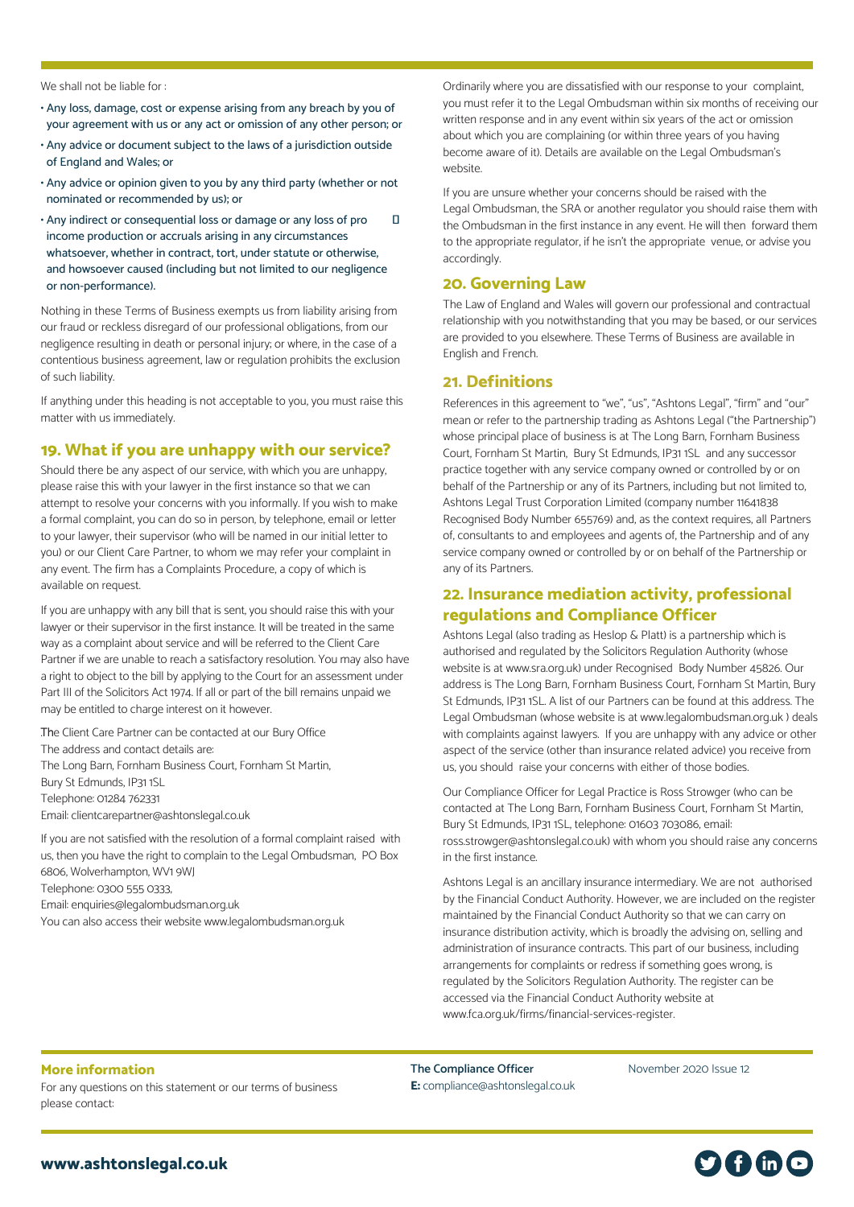We shall not be liable for :

- Any loss, damage, cost or expense arising from any breach by you of your agreement with us or any act or omission of any other person; or
- Any advice or document subject to the laws of a jurisdiction outside of England and Wales; or
- Any advice or opinion given to you by any third party (whether or not nominated or recommended by us); or
- Any indirect or consequential loss or damage or any loss of pro income production or accruals arising in any circumstances whatsoever, whether in contract, tort, under statute or otherwise, and howsoever caused (including but not limited to our negligence or non-performance).

Nothing in these Terms of Business exempts us from liability arising from our fraud or reckless disregard of our professional obligations, from our negligence resulting in death or personal injury; or where, in the case of a contentious business agreement, law or regulation prohibits the exclusion of such liability.

If anything under this heading is not acceptable to you, you must raise this matter with us immediately.

## 19. What if you are unhappy with our service?

Should there be any aspect of our service, with which you are unhappy, please raise this with your lawyer in the first instance so that we can attempt to resolve your concerns with you informally. If you wish to make a formal complaint, you can do so in person, by telephone, email or letter to your lawyer, their supervisor (who will be named in our initial letter to you) or our Client Care Partner, to whom we may refer your complaint in any event. The firm has a Complaints Procedure, a copy of which is available on request.

If you are unhappy with any bill that is sent, you should raise this with your lawyer or their supervisor in the first instance. It will be treated in the same way as a complaint about service and will be referred to the Client Care Partner if we are unable to reach a satisfactory resolution. You may also have a right to object to the bill by applying to the Court for an assessment under Part III of the Solicitors Act 1974. If all or part of the bill remains unpaid we may be entitled to charge interest on it however.

The Client Care Partner can be contacted at our Bury Office
The address and contact details are:
The Long Barn, Fornham Business Court, Fornham St Martin,
Bury St Edmunds, IP31 1SL
Telephone: 01284 762331
Email: clientcarepartner@ashtonslegal.co.uk

If you are not satisfied with the resolution of a formal complaint raised with us, then you have the right to complain to the Legal Ombudsman, PO Box 6806, Wolverhampton, WV1 9WJ
Telephone: 0300 555 0333,
Email: enquiries@legalombudsman.org.uk
You can also access their website www.legalombudsman.org.uk

Ordinarily where you are dissatisfied with our response to your complaint, you must refer it to the Legal Ombudsman within six months of receiving our written response and in any event within six years of the act or omission about which you are complaining (or within three years of you having become aware of it). Details are available on the Legal Ombudsman's website.

If you are unsure whether your concerns should be raised with the Legal Ombudsman, the SRA or another regulator you should raise them with the Ombudsman in the first instance in any event. He will then forward them to the appropriate regulator, if he isn't the appropriate venue, or advise you accordingly.

## 20. Governing Law

The Law of England and Wales will govern our professional and contractual relationship with you notwithstanding that you may be based, or our services are provided to you elsewhere. These Terms of Business are available in English and French.

## 21. Definitions

References in this agreement to "we", "us", "Ashtons Legal", "firm" and "our" mean or refer to the partnership trading as Ashtons Legal ("the Partnership") whose principal place of business is at The Long Barn, Fornham Business Court, Fornham St Martin, Bury St Edmunds, IP31 1SL and any successor practice together with any service company owned or controlled by or on behalf of the Partnership or any of its Partners, including but not limited to, Ashtons Legal Trust Corporation Limited (company number 11641838 Recognised Body Number 655769) and, as the context requires, all Partners of, consultants to and employees and agents of, the Partnership and of any service company owned or controlled by or on behalf of the Partnership or any of its Partners.

## 22. Insurance mediation activity, professional regulations and Compliance Officer

Ashtons Legal (also trading as Heslop & Platt) is a partnership which is authorised and regulated by the Solicitors Regulation Authority (whose website is at www.sra.org.uk) under Recognised Body Number 45826. Our address is The Long Barn, Fornham Business Court, Fornham St Martin, Bury St Edmunds, IP31 1SL. A list of our Partners can be found at this address. The Legal Ombudsman (whose website is at www.legalombudsman.org.uk ) deals with complaints against lawyers. If you are unhappy with any advice or other aspect of the service (other than insurance related advice) you receive from us, you should raise your concerns with either of those bodies.

Our Compliance Officer for Legal Practice is Ross Strowger (who can be contacted at The Long Barn, Fornham Business Court, Fornham St Martin, Bury St Edmunds, IP31 1SL, telephone: 01603 703086, email: ross.strowger@ashtonslegal.co.uk) with whom you should raise any concerns in the first instance.

Ashtons Legal is an ancillary insurance intermediary. We are not authorised by the Financial Conduct Authority. However, we are included on the register maintained by the Financial Conduct Authority so that we can carry on insurance distribution activity, which is broadly the advising on, selling and administration of insurance contracts. This part of our business, including arrangements for complaints or redress if something goes wrong, is regulated by the Solicitors Regulation Authority. The register can be accessed via the Financial Conduct Authority website at www.fca.org.uk/firms/financial-services-register.

**More information**

For any questions on this statement or our terms of business please contact:

**The Compliance Officer**
**E:** compliance@ashtonslegal.co.uk

November 2020 Issue 12

**www.ashtonslegal.co.uk**